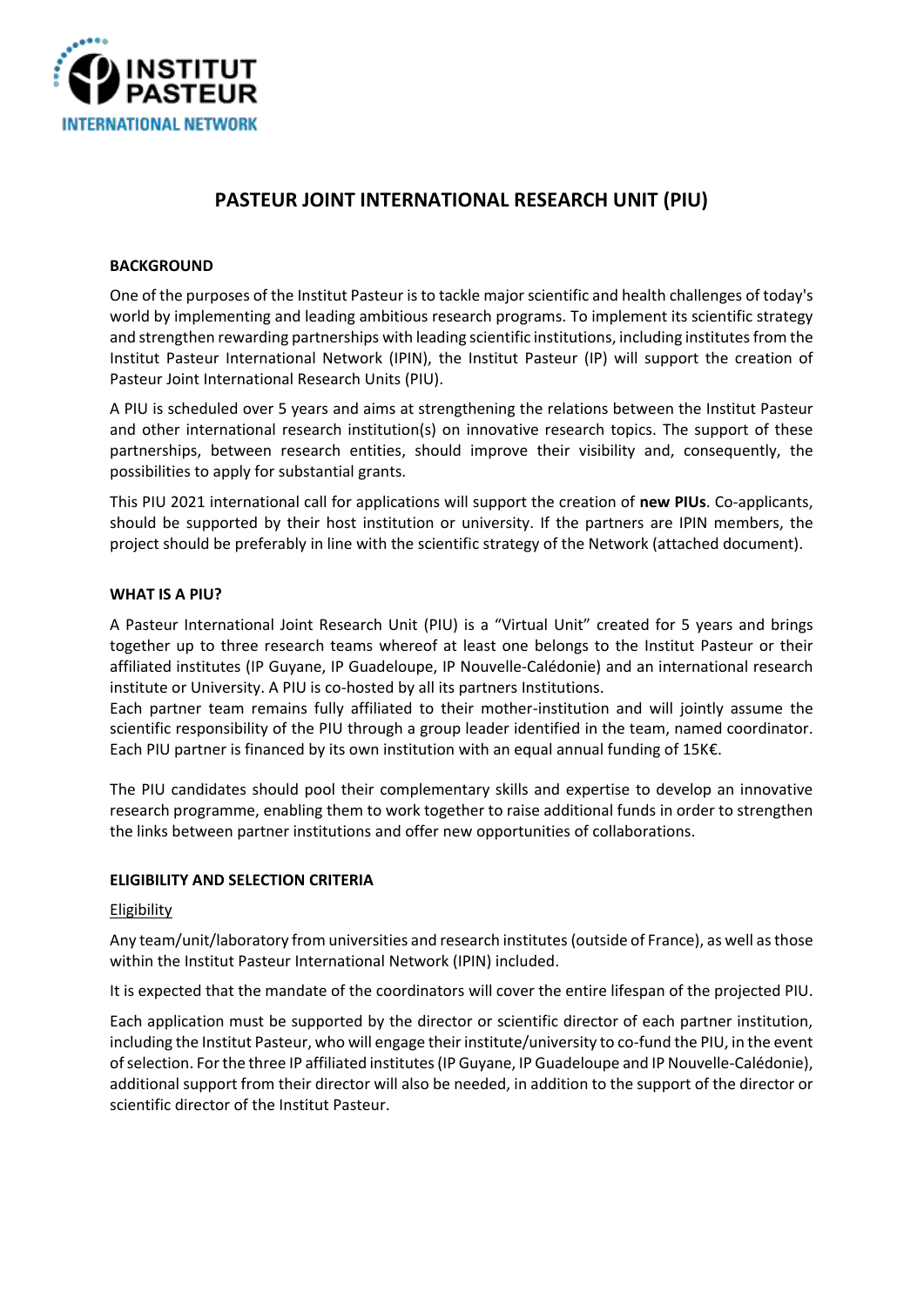# PASTEUR JOINT INTERNATIONAL RESEARCH UNIT (PIU)

## BACKGROUND

One of the purposes of the Institut Pasteur is to tackle major scientific and health challenges of today's world by implementing and leading ambitious research programs. To implement its scientific strategy and strengthen rewarding partnerships with leading scientific institutions, including institutes from the Institut Pasteur International Network (IPIN), the Institut Pasteur (IP) will support the creation of Pasteur Joint International Research Units (PIU).

A PIU is scheduled over 5 years and aims at strengthening the relations between the Institut Pasteur and other international research institution(s) on innovative research topics. The support of these partnerships, between research entities, should improve their visibility and, consequently, the possibilities to apply for substantial grants.

This PIU 2021 international call for applications will support the creation of **new PIUs**. Co-applicants, should be supported by their host institution or university. If the partners are IPIN members, the project should be preferably in line with the scientific strategy of the Network (attached document).

## WHAT IS A PIU?

A Pasteur International Joint Research Unit (PIU) is a "Virtual Unit" created for 5 years and brings together up to three research teams whereof at least one belongs to the Institut Pasteur or their affiliated institutes (IP Guyane, IP Guadeloupe, IP Nouvelle-Calédonie) and an international research institute or University. A PIU is co-hosted by all its partners Institutions.
Each partner team remains fully affiliated to their mother-institution and will jointly assume the scientific responsibility of the PIU through a group leader identified in the team, named coordinator. Each PIU partner is financed by its own institution with an equal annual funding of 15K€.

The PIU candidates should pool their complementary skills and expertise to develop an innovative research programme, enabling them to work together to raise additional funds in order to strengthen the links between partner institutions and offer new opportunities of collaborations.

## ELIGIBILITY AND SELECTION CRITERIA

### Eligibility

Any team/unit/laboratory from universities and research institutes (outside of France), as well as those within the Institut Pasteur International Network (IPIN) included.

It is expected that the mandate of the coordinators will cover the entire lifespan of the projected PIU.

Each application must be supported by the director or scientific director of each partner institution, including the Institut Pasteur, who will engage their institute/university to co-fund the PIU, in the event of selection. For the three IP affiliated institutes (IP Guyane, IP Guadeloupe and IP Nouvelle-Calédonie), additional support from their director will also be needed, in addition to the support of the director or scientific director of the Institut Pasteur.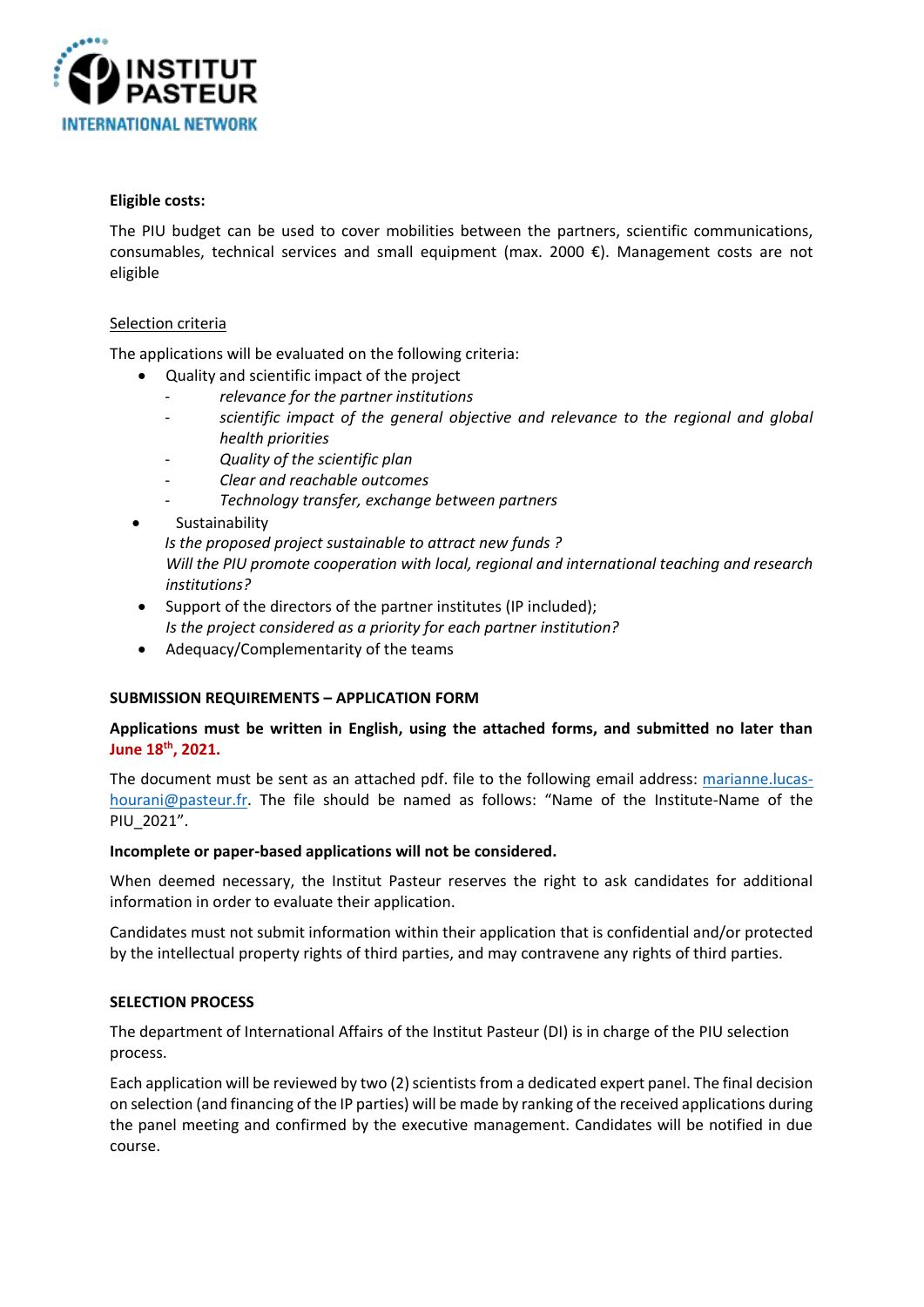**Eligible costs:**

The PIU budget can be used to cover mobilities between the partners, scientific communications, consumables, technical services and small equipment (max. 2000 €). Management costs are not eligible

Selection criteria

The applications will be evaluated on the following criteria:

- Quality and scientific impact of the project
  - *relevance for the partner institutions*
  - *scientific impact of the general objective and relevance to the regional and global health priorities*
  - *Quality of the scientific plan*
  - *Clear and reachable outcomes*
  - *Technology transfer, exchange between partners*
- Sustainability
  *Is the proposed project sustainable to attract new funds ?*
  *Will the PIU promote cooperation with local, regional and international teaching and research institutions?*
- Support of the directors of the partner institutes (IP included);
  *Is the project considered as a priority for each partner institution?*
- Adequacy/Complementarity of the teams

**SUBMISSION REQUIREMENTS – APPLICATION FORM**

**Applications must be written in English, using the attached forms, and submitted no later than June 18th, 2021.**

The document must be sent as an attached pdf. file to the following email address: marianne.lucas-hourani@pasteur.fr. The file should be named as follows: "Name of the Institute-Name of the PIU_2021".

**Incomplete or paper-based applications will not be considered.**

When deemed necessary, the Institut Pasteur reserves the right to ask candidates for additional information in order to evaluate their application.

Candidates must not submit information within their application that is confidential and/or protected by the intellectual property rights of third parties, and may contravene any rights of third parties.

**SELECTION PROCESS**

The department of International Affairs of the Institut Pasteur (DI) is in charge of the PIU selection process.

Each application will be reviewed by two (2) scientists from a dedicated expert panel. The final decision on selection (and financing of the IP parties) will be made by ranking of the received applications during the panel meeting and confirmed by the executive management. Candidates will be notified in due course.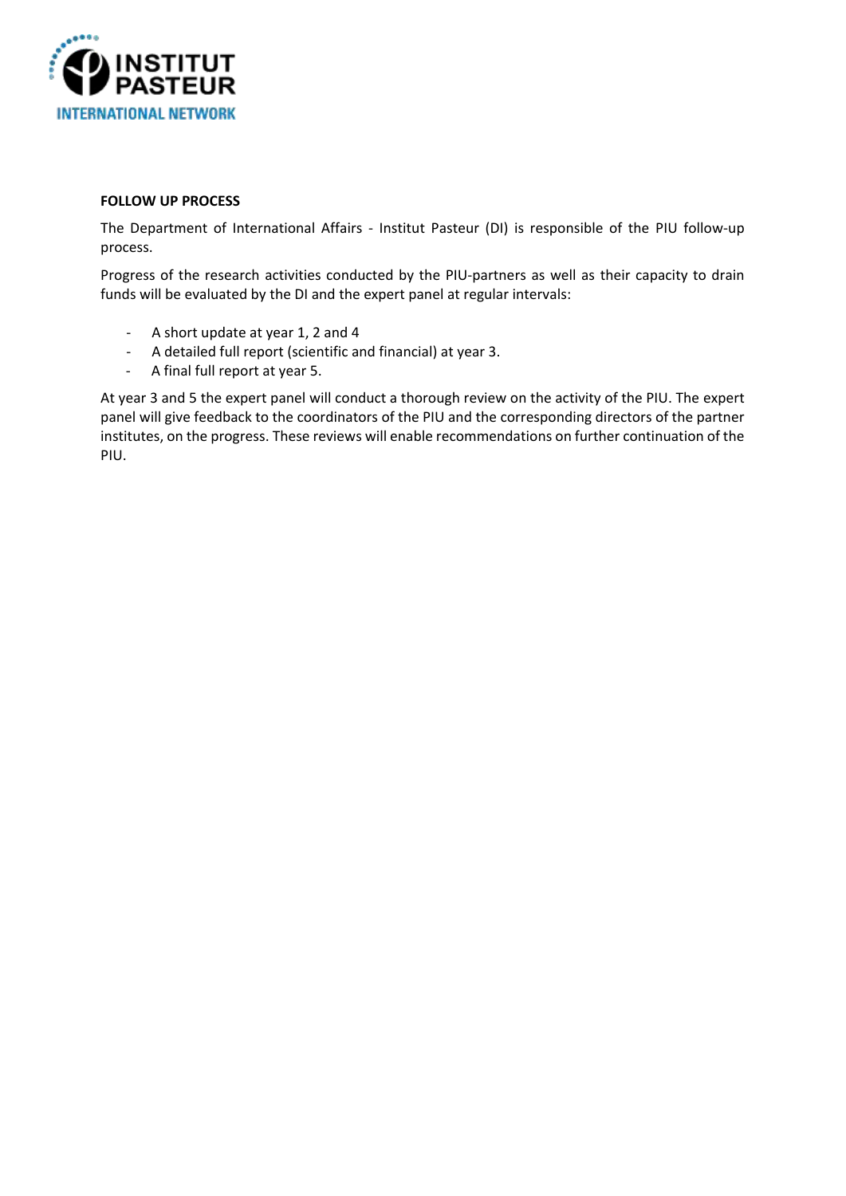**FOLLOW UP PROCESS**

The Department of International Affairs - Institut Pasteur (DI) is responsible of the PIU follow-up process.

Progress of the research activities conducted by the PIU-partners as well as their capacity to drain funds will be evaluated by the DI and the expert panel at regular intervals:

- A short update at year 1, 2 and 4
- A detailed full report (scientific and financial) at year 3.
- A final full report at year 5.

At year 3 and 5 the expert panel will conduct a thorough review on the activity of the PIU. The expert panel will give feedback to the coordinators of the PIU and the corresponding directors of the partner institutes, on the progress. These reviews will enable recommendations on further continuation of the PIU.